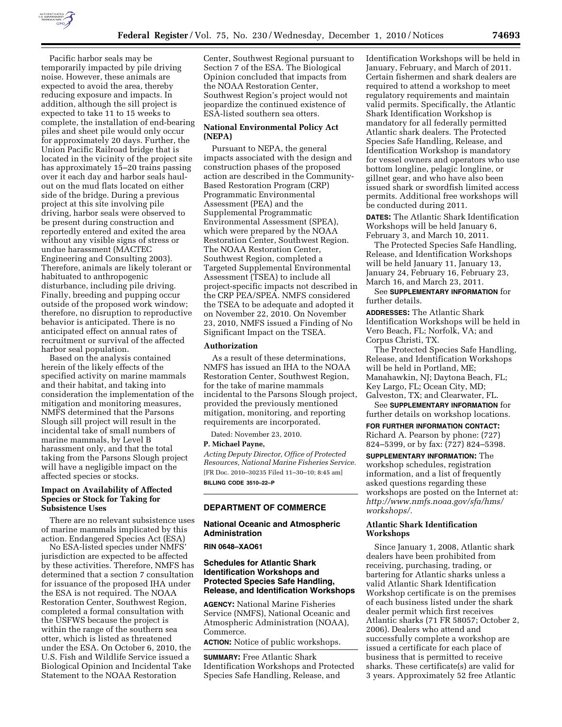Pacific harbor seals may be temporarily impacted by pile driving noise. However, these animals are expected to avoid the area, thereby reducing exposure and impacts. In addition, although the sill project is expected to take 11 to 15 weeks to complete, the installation of end-bearing piles and sheet pile would only occur for approximately 20 days. Further, the Union Pacific Railroad bridge that is located in the vicinity of the project site has approximately 15–20 trains passing over it each day and harbor seals haul-out on the mud flats located on either side of the bridge. During a previous project at this site involving pile driving, harbor seals were observed to be present during construction and reportedly entered and exited the area without any visible signs of stress or undue harassment (MACTEC Engineering and Consulting 2003). Therefore, animals are likely tolerant or habituated to anthropogenic disturbance, including pile driving. Finally, breeding and pupping occur outside of the proposed work window; therefore, no disruption to reproductive behavior is anticipated. There is no anticipated effect on annual rates of recruitment or survival of the affected harbor seal population.

Based on the analysis contained herein of the likely effects of the specified activity on marine mammals and their habitat, and taking into consideration the implementation of the mitigation and monitoring measures, NMFS determined that the Parsons Slough sill project will result in the incidental take of small numbers of marine mammals, by Level B harassment only, and that the total taking from the Parsons Slough project will have a negligible impact on the affected species or stocks.

### Impact on Availability of Affected Species or Stock for Taking for Subsistence Uses

There are no relevant subsistence uses of marine mammals implicated by this action. Endangered Species Act (ESA)

No ESA-listed species under NMFS' jurisdiction are expected to be affected by these activities. Therefore, NMFS has determined that a section 7 consultation for issuance of the proposed IHA under the ESA is not required. The NOAA Restoration Center, Southwest Region, completed a formal consultation with the USFWS because the project is within the range of the southern sea otter, which is listed as threatened under the ESA. On October 6, 2010, the U.S. Fish and Wildlife Service issued a Biological Opinion and Incidental Take Statement to the NOAA Restoration Center, Southwest Regional pursuant to Section 7 of the ESA. The Biological Opinion concluded that impacts from the NOAA Restoration Center, Southwest Region's project would not jeopardize the continued existence of ESA-listed southern sea otters.

### National Environmental Policy Act (NEPA)

Pursuant to NEPA, the general impacts associated with the design and construction phases of the proposed action are described in the Community-Based Restoration Program (CRP) Programmatic Environmental Assessment (PEA) and the Supplemental Programmatic Environmental Assessment (SPEA), which were prepared by the NOAA Restoration Center, Southwest Region. The NOAA Restoration Center, Southwest Region, completed a Targeted Supplemental Environmental Assessment (TSEA) to include all project-specific impacts not described in the CRP PEA/SPEA. NMFS considered the TSEA to be adequate and adopted it on November 22, 2010. On November 23, 2010, NMFS issued a Finding of No Significant Impact on the TSEA.

### Authorization

As a result of these determinations, NMFS has issued an IHA to the NOAA Restoration Center, Southwest Region, for the take of marine mammals incidental to the Parsons Slough project, provided the previously mentioned mitigation, monitoring, and reporting requirements are incorporated.

Dated: November 23, 2010.

**P. Michael Payne,**

*Acting Deputy Director, Office of Protected Resources, National Marine Fisheries Service.*

[FR Doc. 2010–30235 Filed 11–30–10; 8:45 am]

**BILLING CODE 3510–22–P**

## DEPARTMENT OF COMMERCE

### National Oceanic and Atmospheric Administration

**RIN 0648–XA061**

### Schedules for Atlantic Shark Identification Workshops and Protected Species Safe Handling, Release, and Identification Workshops

**AGENCY:** National Marine Fisheries Service (NMFS), National Oceanic and Atmospheric Administration (NOAA), Commerce.

**ACTION:** Notice of public workshops.

**SUMMARY:** Free Atlantic Shark Identification Workshops and Protected Species Safe Handling, Release, and Identification Workshops will be held in January, February, and March of 2011. Certain fishermen and shark dealers are required to attend a workshop to meet regulatory requirements and maintain valid permits. Specifically, the Atlantic Shark Identification Workshop is mandatory for all federally permitted Atlantic shark dealers. The Protected Species Safe Handling, Release, and Identification Workshop is mandatory for vessel owners and operators who use bottom longline, pelagic longline, or gillnet gear, and who have also been issued shark or swordfish limited access permits. Additional free workshops will be conducted during 2011.

**DATES:** The Atlantic Shark Identification Workshops will be held January 6, February 3, and March 10, 2011.

The Protected Species Safe Handling, Release, and Identification Workshops will be held January 11, January 13, January 24, February 16, February 23, March 16, and March 23, 2011.

See **SUPPLEMENTARY INFORMATION** for further details.

**ADDRESSES:** The Atlantic Shark Identification Workshops will be held in Vero Beach, FL; Norfolk, VA; and Corpus Christi, TX.

The Protected Species Safe Handling, Release, and Identification Workshops will be held in Portland, ME; Manahawkin, NJ; Daytona Beach, FL; Key Largo, FL; Ocean City, MD; Galveston, TX; and Clearwater, FL.

See **SUPPLEMENTARY INFORMATION** for further details on workshop locations.

**FOR FURTHER INFORMATION CONTACT:** Richard A. Pearson by phone: (727) 824–5399, or by fax: (727) 824–5398.

**SUPPLEMENTARY INFORMATION:** The workshop schedules, registration information, and a list of frequently asked questions regarding these workshops are posted on the Internet at: *http://www.nmfs.noaa.gov/sfa/hms/workshops/*.

### Atlantic Shark Identification Workshops

Since January 1, 2008, Atlantic shark dealers have been prohibited from receiving, purchasing, trading, or bartering for Atlantic sharks unless a valid Atlantic Shark Identification Workshop certificate is on the premises of each business listed under the shark dealer permit which first receives Atlantic sharks (71 FR 58057; October 2, 2006). Dealers who attend and successfully complete a workshop are issued a certificate for each place of business that is permitted to receive sharks. These certificate(s) are valid for 3 years. Approximately 52 free Atlantic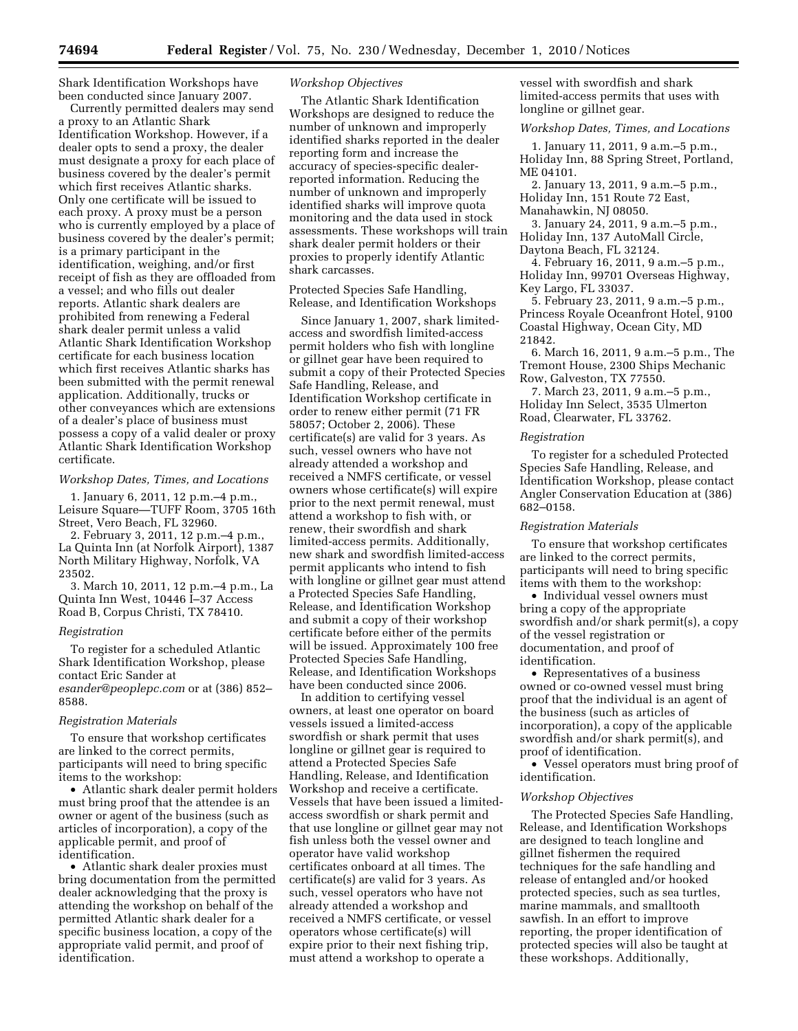Shark Identification Workshops have been conducted since January 2007.

Currently permitted dealers may send a proxy to an Atlantic Shark Identification Workshop. However, if a dealer opts to send a proxy, the dealer must designate a proxy for each place of business covered by the dealer's permit which first receives Atlantic sharks. Only one certificate will be issued to each proxy. A proxy must be a person who is currently employed by a place of business covered by the dealer's permit; is a primary participant in the identification, weighing, and/or first receipt of fish as they are offloaded from a vessel; and who fills out dealer reports. Atlantic shark dealers are prohibited from renewing a Federal shark dealer permit unless a valid Atlantic Shark Identification Workshop certificate for each business location which first receives Atlantic sharks has been submitted with the permit renewal application. Additionally, trucks or other conveyances which are extensions of a dealer's place of business must possess a copy of a valid dealer or proxy Atlantic Shark Identification Workshop certificate.

*Workshop Dates, Times, and Locations*

1. January 6, 2011, 12 p.m.–4 p.m., Leisure Square—TUFF Room, 3705 16th Street, Vero Beach, FL 32960.
2. February 3, 2011, 12 p.m.–4 p.m., La Quinta Inn (at Norfolk Airport), 1387 North Military Highway, Norfolk, VA 23502.
3. March 10, 2011, 12 p.m.–4 p.m., La Quinta Inn West, 10446 I–37 Access Road B, Corpus Christi, TX 78410.

*Registration*

To register for a scheduled Atlantic Shark Identification Workshop, please contact Eric Sander at *esander@peoplepc.com* or at (386) 852–8588.

*Registration Materials*

To ensure that workshop certificates are linked to the correct permits, participants will need to bring specific items with them to the workshop:

- Atlantic shark dealer permit holders must bring proof that the attendee is an owner or agent of the business (such as articles of incorporation), a copy of the applicable permit, and proof of identification.
- Atlantic shark dealer proxies must bring documentation from the permitted dealer acknowledging that the proxy is attending the workshop on behalf of the permitted Atlantic shark dealer for a specific business location, a copy of the appropriate valid permit, and proof of identification.

*Workshop Objectives*

The Atlantic Shark Identification Workshops are designed to reduce the number of unknown and improperly identified sharks reported in the dealer reporting form and increase the accuracy of species-specific dealer-reported information. Reducing the number of unknown and improperly identified sharks will improve quota monitoring and the data used in stock assessments. These workshops will train shark dealer permit holders or their proxies to properly identify Atlantic shark carcasses.

## Protected Species Safe Handling, Release, and Identification Workshops

Since January 1, 2007, shark limited-access and swordfish limited-access permit holders who fish with longline or gillnet gear have been required to submit a copy of their Protected Species Safe Handling, Release, and Identification Workshop certificate in order to renew either permit (71 FR 58057; October 2, 2006). These certificate(s) are valid for 3 years. As such, vessel owners who have not already attended a workshop and received a NMFS certificate, or vessel owners whose certificate(s) will expire prior to the next permit renewal, must attend a workshop to fish with, or renew, their swordfish and shark limited-access permits. Additionally, new shark and swordfish limited-access permit applicants who intend to fish with longline or gillnet gear must attend a Protected Species Safe Handling, Release, and Identification Workshop and submit a copy of their workshop certificate before either of the permits will be issued. Approximately 100 free Protected Species Safe Handling, Release, and Identification Workshops have been conducted since 2006.

In addition to certifying vessel owners, at least one operator on board vessels issued a limited-access swordfish or shark permit that uses longline or gillnet gear is required to attend a Protected Species Safe Handling, Release, and Identification Workshop and receive a certificate. Vessels that have been issued a limited-access swordfish or shark permit and that use longline or gillnet gear may not fish unless both the vessel owner and operator have valid workshop certificates onboard at all times. The certificate(s) are valid for 3 years. As such, vessel operators who have not already attended a workshop and received a NMFS certificate, or vessel operators whose certificate(s) will expire prior to their next fishing trip, must attend a workshop to operate a vessel with swordfish and shark limited-access permits that uses with longline or gillnet gear.

*Workshop Dates, Times, and Locations*

1. January 11, 2011, 9 a.m.–5 p.m., Holiday Inn, 88 Spring Street, Portland, ME 04101.
2. January 13, 2011, 9 a.m.–5 p.m., Holiday Inn, 151 Route 72 East, Manahawkin, NJ 08050.
3. January 24, 2011, 9 a.m.–5 p.m., Holiday Inn, 137 AutoMall Circle, Daytona Beach, FL 32124.
4. February 16, 2011, 9 a.m.–5 p.m., Holiday Inn, 99701 Overseas Highway, Key Largo, FL 33037.
5. February 23, 2011, 9 a.m.–5 p.m., Princess Royale Oceanfront Hotel, 9100 Coastal Highway, Ocean City, MD 21842.
6. March 16, 2011, 9 a.m.–5 p.m., The Tremont House, 2300 Ships Mechanic Row, Galveston, TX 77550.
7. March 23, 2011, 9 a.m.–5 p.m., Holiday Inn Select, 3535 Ulmerton Road, Clearwater, FL 33762.

*Registration*

To register for a scheduled Protected Species Safe Handling, Release, and Identification Workshop, please contact Angler Conservation Education at (386) 682–0158.

*Registration Materials*

To ensure that workshop certificates are linked to the correct permits, participants will need to bring specific items with them to the workshop:

- Individual vessel owners must bring a copy of the appropriate swordfish and/or shark permit(s), a copy of the vessel registration or documentation, and proof of identification.
- Representatives of a business owned or co-owned vessel must bring proof that the individual is an agent of the business (such as articles of incorporation), a copy of the applicable swordfish and/or shark permit(s), and proof of identification.
- Vessel operators must bring proof of identification.

*Workshop Objectives*

The Protected Species Safe Handling, Release, and Identification Workshops are designed to teach longline and gillnet fishermen the required techniques for the safe handling and release of entangled and/or hooked protected species, such as sea turtles, marine mammals, and smalltooth sawfish. In an effort to improve reporting, the proper identification of protected species will also be taught at these workshops. Additionally,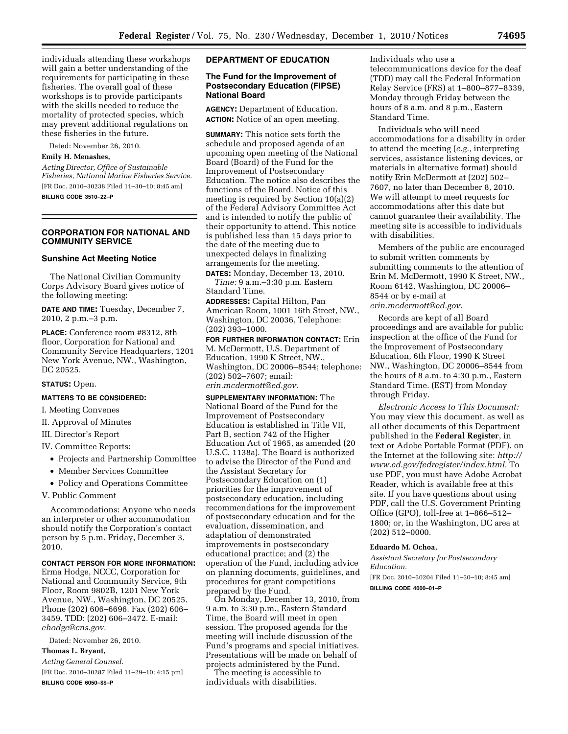individuals attending these workshops will gain a better understanding of the requirements for participating in these fisheries. The overall goal of these workshops is to provide participants with the skills needed to reduce the mortality of protected species, which may prevent additional regulations on these fisheries in the future.

Dated: November 26, 2010.

**Emily H. Menashes,**

*Acting Director, Office of Sustainable Fisheries, National Marine Fisheries Service.*

[FR Doc. 2010–30238 Filed 11–30–10; 8:45 am]

**BILLING CODE 3510–22–P**

## CORPORATION FOR NATIONAL AND COMMUNITY SERVICE

### Sunshine Act Meeting Notice

The National Civilian Community Corps Advisory Board gives notice of the following meeting:

**DATE AND TIME:** Tuesday, December 7, 2010, 2 p.m.–3 p.m.

**PLACE:** Conference room #8312, 8th floor, Corporation for National and Community Service Headquarters, 1201 New York Avenue, NW., Washington, DC 20525.

**STATUS:** Open.

**MATTERS TO BE CONSIDERED:**

I. Meeting Convenes

II. Approval of Minutes

III. Director's Report

IV. Committee Reports:

- Projects and Partnership Committee
- Member Services Committee
- Policy and Operations Committee

V. Public Comment

Accommodations: Anyone who needs an interpreter or other accommodation should notify the Corporation's contact person by 5 p.m. Friday, December 3, 2010.

**CONTACT PERSON FOR MORE INFORMATION:** Erma Hodge, NCCC, Corporation for National and Community Service, 9th Floor, Room 9802B, 1201 New York Avenue, NW., Washington, DC 20525. Phone (202) 606–6696. Fax (202) 606–3459. TDD: (202) 606–3472. E-mail: *ehodge@cns.gov.*

Dated: November 26, 2010.

**Thomas L. Bryant,**

*Acting General Counsel.*

[FR Doc. 2010–30287 Filed 11–29–10; 4:15 pm]

**BILLING CODE 6050–$$–P**

## DEPARTMENT OF EDUCATION

### The Fund for the Improvement of Postsecondary Education (FIPSE) National Board

**AGENCY:** Department of Education.

**ACTION:** Notice of an open meeting.

**SUMMARY:** This notice sets forth the schedule and proposed agenda of an upcoming open meeting of the National Board (Board) of the Fund for the Improvement of Postsecondary Education. The notice also describes the functions of the Board. Notice of this meeting is required by Section 10(a)(2) of the Federal Advisory Committee Act and is intended to notify the public of their opportunity to attend. This notice is published less than 15 days prior to the date of the meeting due to unexpected delays in finalizing arrangements for the meeting.

**DATES:** Monday, December 13, 2010.

*Time:* 9 a.m.–3:30 p.m. Eastern Standard Time.

**ADDRESSES:** Capital Hilton, Pan American Room, 1001 16th Street, NW., Washington, DC 20036, Telephone: (202) 393–1000.

**FOR FURTHER INFORMATION CONTACT:** Erin M. McDermott, U.S. Department of Education, 1990 K Street, NW., Washington, DC 20006–8544; telephone: (202) 502–7607; email: *erin.mcdermott@ed.gov.*

**SUPPLEMENTARY INFORMATION:** The National Board of the Fund for the Improvement of Postsecondary Education is established in Title VII, Part B, section 742 of the Higher Education Act of 1965, as amended (20 U.S.C. 1138a). The Board is authorized to advise the Director of the Fund and the Assistant Secretary for Postsecondary Education on (1) priorities for the improvement of postsecondary education, including recommendations for the improvement of postsecondary education and for the evaluation, dissemination, and adaptation of demonstrated improvements in postsecondary educational practice; and (2) the operation of the Fund, including advice on planning documents, guidelines, and procedures for grant competitions prepared by the Fund.

On Monday, December 13, 2010, from 9 a.m. to 3:30 p.m., Eastern Standard Time, the Board will meet in open session. The proposed agenda for the meeting will include discussion of the Fund's programs and special initiatives. Presentations will be made on behalf of projects administered by the Fund.

The meeting is accessible to individuals with disabilities.

Individuals who use a telecommunications device for the deaf (TDD) may call the Federal Information Relay Service (FRS) at 1–800–877–8339, Monday through Friday between the hours of 8 a.m. and 8 p.m., Eastern Standard Time.

Individuals who will need accommodations for a disability in order to attend the meeting (*e.g.,* interpreting services, assistance listening devices, or materials in alternative format) should notify Erin McDermott at (202) 502–7607, no later than December 8, 2010. We will attempt to meet requests for accommodations after this date but cannot guarantee their availability. The meeting site is accessible to individuals with disabilities.

Members of the public are encouraged to submit written comments by submitting comments to the attention of Erin M. McDermott, 1990 K Street, NW., Room 6142, Washington, DC 20006–8544 or by e-mail at *erin.mcdermott@ed.gov.*

Records are kept of all Board proceedings and are available for public inspection at the office of the Fund for the Improvement of Postsecondary Education, 6th Floor, 1990 K Street NW., Washington, DC 20006–8544 from the hours of 8 a.m. to 4:30 p.m., Eastern Standard Time. (EST) from Monday through Friday.

*Electronic Access to This Document:* You may view this document, as well as all other documents of this Department published in the **Federal Register**, in text or Adobe Portable Format (PDF), on the Internet at the following site: *http://www.ed.gov/fedregister/index.html.* To use PDF, you must have Adobe Acrobat Reader, which is available free at this site. If you have questions about using PDF, call the U.S. Government Printing Office (GPO), toll-free at 1–866–512–1800; or, in the Washington, DC area at (202) 512–0000.

**Eduardo M. Ochoa,**

*Assistant Secretary for Postsecondary Education.*

[FR Doc. 2010–30204 Filed 11–30–10; 8:45 am]

**BILLING CODE 4000–01–P**